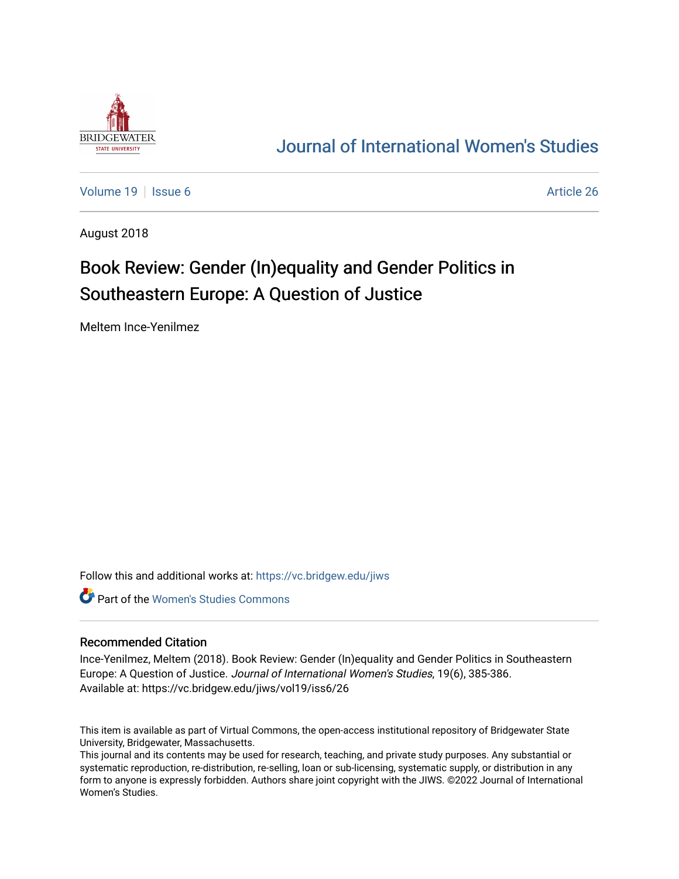# Journal of International Women's Studies

Volume 19 | Issue 6 | Article 26

August 2018

## Book Review: Gender (In)equality and Gender Politics in Southeastern Europe: A Question of Justice

Meltem Ince-Yenilmez

Follow this and additional works at: https://vc.bridgew.edu/jiws

Part of the Women's Studies Commons

### Recommended Citation

Ince-Yenilmez, Meltem (2018). Book Review: Gender (In)equality and Gender Politics in Southeastern Europe: A Question of Justice. *Journal of International Women's Studies*, 19(6), 385-386.
Available at: https://vc.bridgew.edu/jiws/vol19/iss6/26

This item is available as part of Virtual Commons, the open-access institutional repository of Bridgewater State University, Bridgewater, Massachusetts.
This journal and its contents may be used for research, teaching, and private study purposes. Any substantial or systematic reproduction, re-distribution, re-selling, loan or sub-licensing, systematic supply, or distribution in any form to anyone is expressly forbidden. Authors share joint copyright with the JIWS. ©2022 Journal of International Women's Studies.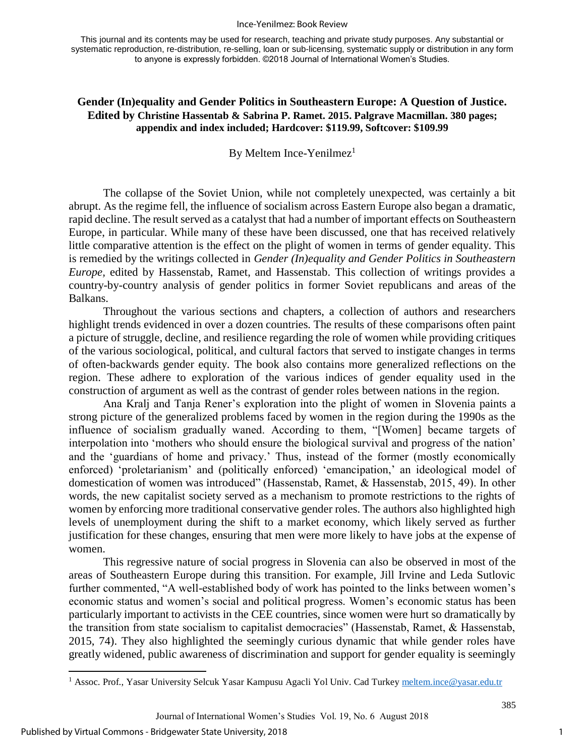This journal and its contents may be used for research, teaching and private study purposes. Any substantial or systematic reproduction, re-distribution, re-selling, loan or sub-licensing, systematic supply or distribution in any form to anyone is expressly forbidden. ©2018 Journal of International Women's Studies.

# Gender (In)equality and Gender Politics in Southeastern Europe: A Question of Justice. Edited by Christine Hassentab & Sabrina P. Ramet. 2015. Palgrave Macmillan. 380 pages; appendix and index included; Hardcover: $119.99, Softcover: $109.99

By Meltem Ince-Yenilmez[1]

The collapse of the Soviet Union, while not completely unexpected, was certainly a bit abrupt. As the regime fell, the influence of socialism across Eastern Europe also began a dramatic, rapid decline. The result served as a catalyst that had a number of important effects on Southeastern Europe, in particular. While many of these have been discussed, one that has received relatively little comparative attention is the effect on the plight of women in terms of gender equality. This is remedied by the writings collected in *Gender (In)equality and Gender Politics in Southeastern Europe,* edited by Hassenstab, Ramet, and Hassenstab. This collection of writings provides a country-by-country analysis of gender politics in former Soviet republicans and areas of the Balkans.

Throughout the various sections and chapters, a collection of authors and researchers highlight trends evidenced in over a dozen countries. The results of these comparisons often paint a picture of struggle, decline, and resilience regarding the role of women while providing critiques of the various sociological, political, and cultural factors that served to instigate changes in terms of often-backwards gender equity. The book also contains more generalized reflections on the region. These adhere to exploration of the various indices of gender equality used in the construction of argument as well as the contrast of gender roles between nations in the region.

Ana Kralj and Tanja Rener's exploration into the plight of women in Slovenia paints a strong picture of the generalized problems faced by women in the region during the 1990s as the influence of socialism gradually waned. According to them, "[Women] became targets of interpolation into 'mothers who should ensure the biological survival and progress of the nation' and the 'guardians of home and privacy.' Thus, instead of the former (mostly economically enforced) 'proletarianism' and (politically enforced) 'emancipation,' an ideological model of domestication of women was introduced" (Hassenstab, Ramet, & Hassenstab, 2015, 49). In other words, the new capitalist society served as a mechanism to promote restrictions to the rights of women by enforcing more traditional conservative gender roles. The authors also highlighted high levels of unemployment during the shift to a market economy, which likely served as further justification for these changes, ensuring that men were more likely to have jobs at the expense of women.

This regressive nature of social progress in Slovenia can also be observed in most of the areas of Southeastern Europe during this transition. For example, Jill Irvine and Leda Sutlovic further commented, "A well-established body of work has pointed to the links between women's economic status and women's social and political progress. Women's economic status has been particularly important to activists in the CEE countries, since women were hurt so dramatically by the transition from state socialism to capitalist democracies" (Hassenstab, Ramet, & Hassenstab, 2015, 74). They also highlighted the seemingly curious dynamic that while gender roles have greatly widened, public awareness of discrimination and support for gender equality is seemingly

[1] Assoc. Prof., Yasar University Selcuk Yasar Kampusu Agacli Yol Univ. Cad Turkey meltem.ince@yasar.edu.tr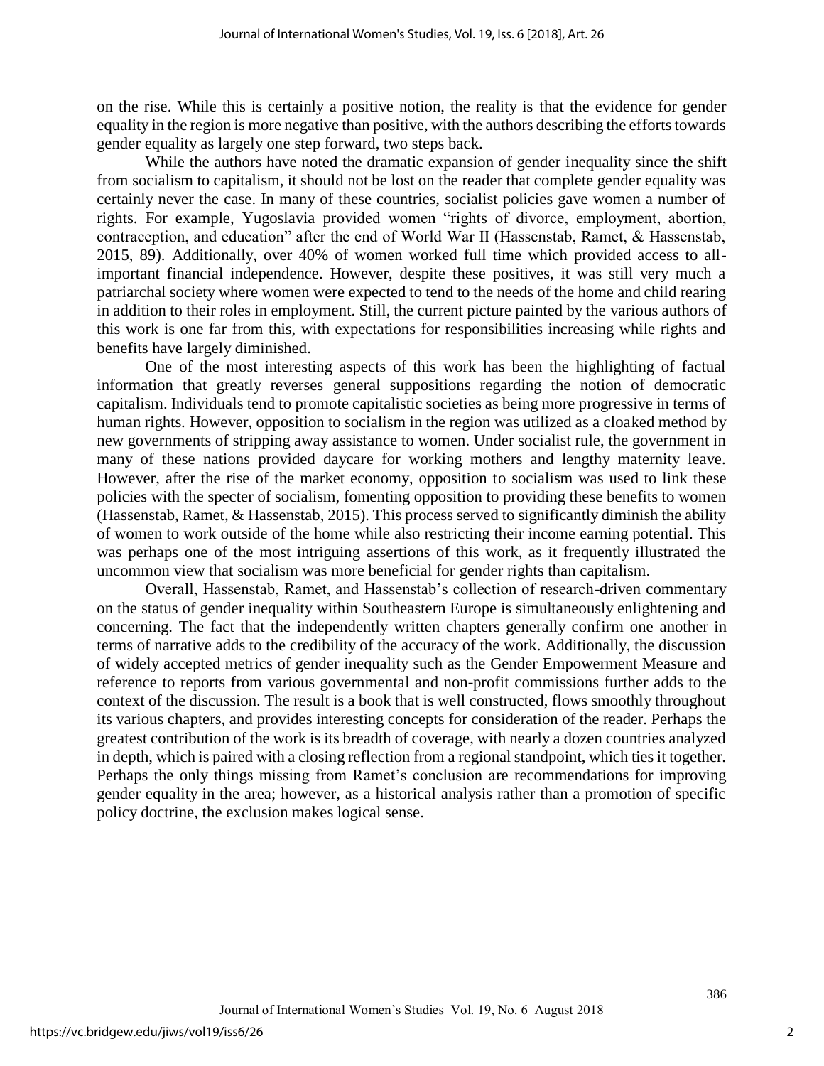on the rise. While this is certainly a positive notion, the reality is that the evidence for gender equality in the region is more negative than positive, with the authors describing the efforts towards gender equality as largely one step forward, two steps back.

While the authors have noted the dramatic expansion of gender inequality since the shift from socialism to capitalism, it should not be lost on the reader that complete gender equality was certainly never the case. In many of these countries, socialist policies gave women a number of rights. For example, Yugoslavia provided women "rights of divorce, employment, abortion, contraception, and education" after the end of World War II (Hassenstab, Ramet, & Hassenstab, 2015, 89). Additionally, over 40% of women worked full time which provided access to all-important financial independence. However, despite these positives, it was still very much a patriarchal society where women were expected to tend to the needs of the home and child rearing in addition to their roles in employment. Still, the current picture painted by the various authors of this work is one far from this, with expectations for responsibilities increasing while rights and benefits have largely diminished.

One of the most interesting aspects of this work has been the highlighting of factual information that greatly reverses general suppositions regarding the notion of democratic capitalism. Individuals tend to promote capitalistic societies as being more progressive in terms of human rights. However, opposition to socialism in the region was utilized as a cloaked method by new governments of stripping away assistance to women. Under socialist rule, the government in many of these nations provided daycare for working mothers and lengthy maternity leave. However, after the rise of the market economy, opposition to socialism was used to link these policies with the specter of socialism, fomenting opposition to providing these benefits to women (Hassenstab, Ramet, & Hassenstab, 2015). This process served to significantly diminish the ability of women to work outside of the home while also restricting their income earning potential. This was perhaps one of the most intriguing assertions of this work, as it frequently illustrated the uncommon view that socialism was more beneficial for gender rights than capitalism.

Overall, Hassenstab, Ramet, and Hassenstab's collection of research-driven commentary on the status of gender inequality within Southeastern Europe is simultaneously enlightening and concerning. The fact that the independently written chapters generally confirm one another in terms of narrative adds to the credibility of the accuracy of the work. Additionally, the discussion of widely accepted metrics of gender inequality such as the Gender Empowerment Measure and reference to reports from various governmental and non-profit commissions further adds to the context of the discussion. The result is a book that is well constructed, flows smoothly throughout its various chapters, and provides interesting concepts for consideration of the reader. Perhaps the greatest contribution of the work is its breadth of coverage, with nearly a dozen countries analyzed in depth, which is paired with a closing reflection from a regional standpoint, which ties it together. Perhaps the only things missing from Ramet's conclusion are recommendations for improving gender equality in the area; however, as a historical analysis rather than a promotion of specific policy doctrine, the exclusion makes logical sense.